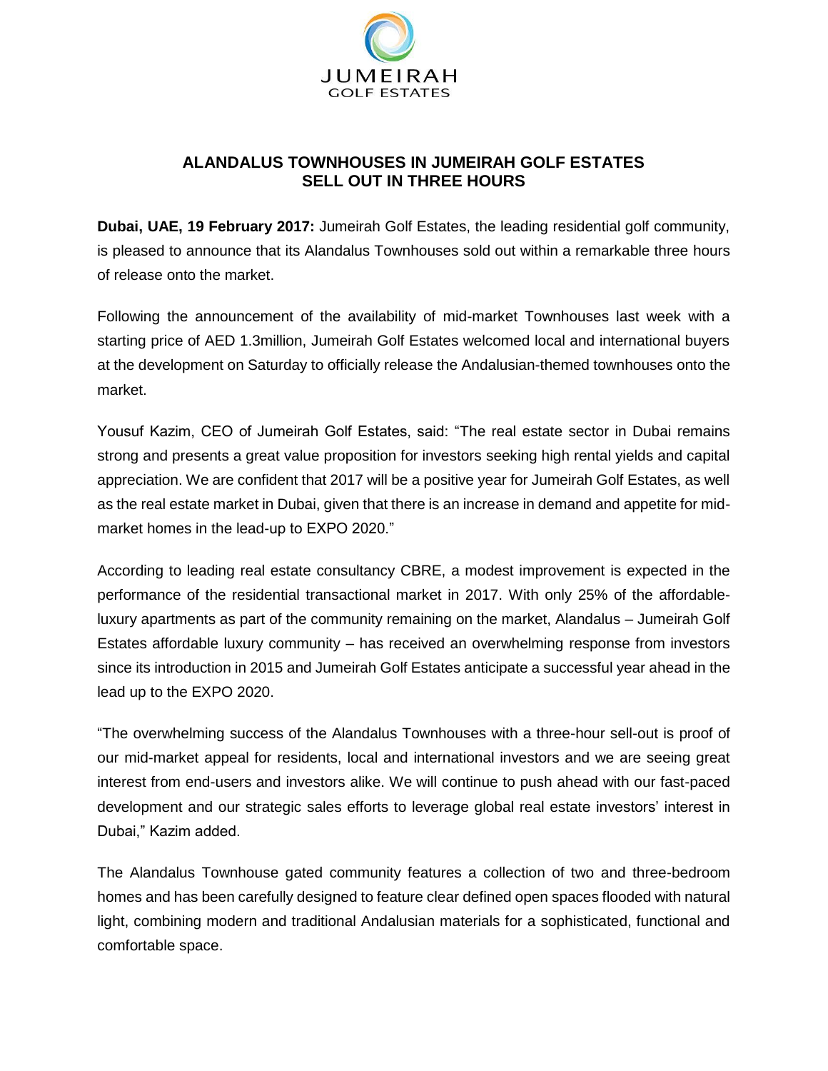JUMEIRAH
GOLF ESTATES

# ALANDALUS TOWNHOUSES IN JUMEIRAH GOLF ESTATES SELL OUT IN THREE HOURS

**Dubai, UAE, 19 February 2017:** Jumeirah Golf Estates, the leading residential golf community, is pleased to announce that its Alandalus Townhouses sold out within a remarkable three hours of release onto the market.

Following the announcement of the availability of mid-market Townhouses last week with a starting price of AED 1.3million, Jumeirah Golf Estates welcomed local and international buyers at the development on Saturday to officially release the Andalusian-themed townhouses onto the market.

Yousuf Kazim, CEO of Jumeirah Golf Estates, said: "The real estate sector in Dubai remains strong and presents a great value proposition for investors seeking high rental yields and capital appreciation. We are confident that 2017 will be a positive year for Jumeirah Golf Estates, as well as the real estate market in Dubai, given that there is an increase in demand and appetite for mid-market homes in the lead-up to EXPO 2020."

According to leading real estate consultancy CBRE, a modest improvement is expected in the performance of the residential transactional market in 2017. With only 25% of the affordable-luxury apartments as part of the community remaining on the market, Alandalus – Jumeirah Golf Estates affordable luxury community – has received an overwhelming response from investors since its introduction in 2015 and Jumeirah Golf Estates anticipate a successful year ahead in the lead up to the EXPO 2020.

"The overwhelming success of the Alandalus Townhouses with a three-hour sell-out is proof of our mid-market appeal for residents, local and international investors and we are seeing great interest from end-users and investors alike. We will continue to push ahead with our fast-paced development and our strategic sales efforts to leverage global real estate investors' interest in Dubai," Kazim added.

The Alandalus Townhouse gated community features a collection of two and three-bedroom homes and has been carefully designed to feature clear defined open spaces flooded with natural light, combining modern and traditional Andalusian materials for a sophisticated, functional and comfortable space.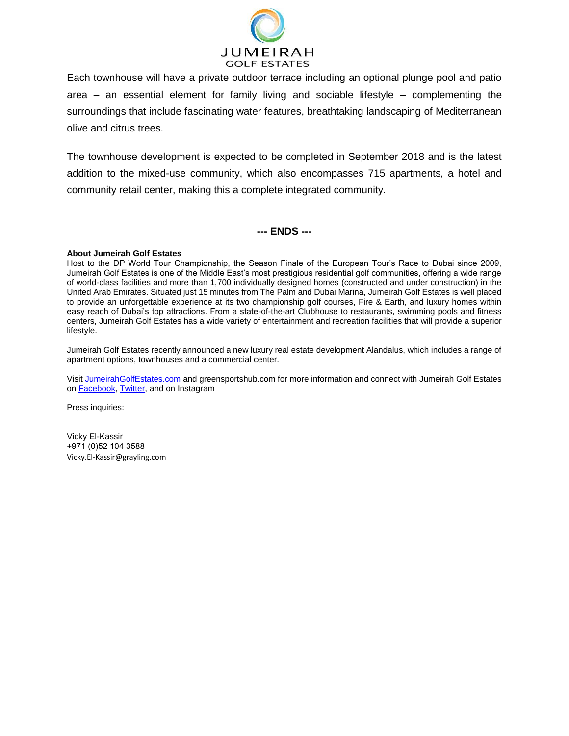Each townhouse will have a private outdoor terrace including an optional plunge pool and patio area – an essential element for family living and sociable lifestyle – complementing the surroundings that include fascinating water features, breathtaking landscaping of Mediterranean olive and citrus trees.

The townhouse development is expected to be completed in September 2018 and is the latest addition to the mixed-use community, which also encompasses 715 apartments, a hotel and community retail center, making this a complete integrated community.

**--- ENDS ---**

**About Jumeirah Golf Estates**

Host to the DP World Tour Championship, the Season Finale of the European Tour's Race to Dubai since 2009, Jumeirah Golf Estates is one of the Middle East's most prestigious residential golf communities, offering a wide range of world-class facilities and more than 1,700 individually designed homes (constructed and under construction) in the United Arab Emirates. Situated just 15 minutes from The Palm and Dubai Marina, Jumeirah Golf Estates is well placed to provide an unforgettable experience at its two championship golf courses, Fire & Earth, and luxury homes within easy reach of Dubai's top attractions. From a state-of-the-art Clubhouse to restaurants, swimming pools and fitness centers, Jumeirah Golf Estates has a wide variety of entertainment and recreation facilities that will provide a superior lifestyle.

Jumeirah Golf Estates recently announced a new luxury real estate development Alandalus, which includes a range of apartment options, townhouses and a commercial center.

Visit JumeirahGolfEstates.com and greensportshub.com for more information and connect with Jumeirah Golf Estates on Facebook, Twitter, and on Instagram

Press inquiries:

Vicky El-Kassir
+971 (0)52 104 3588
Vicky.El-Kassir@grayling.com